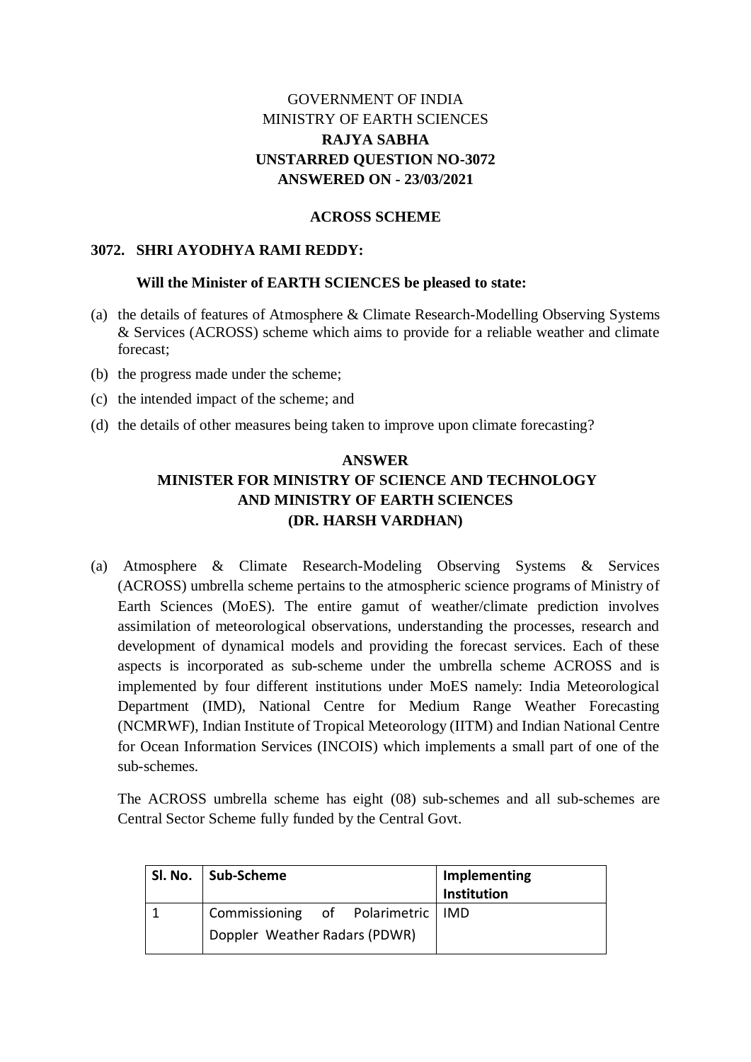# GOVERNMENT OF INDIA
# MINISTRY OF EARTH SCIENCES
# RAJYA SABHA
# UNSTARRED QUESTION NO-3072
# ANSWERED ON - 23/03/2021

## ACROSS SCHEME

**3072. SHRI AYODHYA RAMI REDDY:**

**Will the Minister of EARTH SCIENCES be pleased to state:**

(a) the details of features of Atmosphere & Climate Research-Modelling Observing Systems & Services (ACROSS) scheme which aims to provide for a reliable weather and climate forecast;

(b) the progress made under the scheme;

(c) the intended impact of the scheme; and

(d) the details of other measures being taken to improve upon climate forecasting?

## ANSWER
## MINISTER FOR MINISTRY OF SCIENCE AND TECHNOLOGY AND MINISTRY OF EARTH SCIENCES
## (DR. HARSH VARDHAN)

(a) Atmosphere & Climate Research-Modeling Observing Systems & Services (ACROSS) umbrella scheme pertains to the atmospheric science programs of Ministry of Earth Sciences (MoES). The entire gamut of weather/climate prediction involves assimilation of meteorological observations, understanding the processes, research and development of dynamical models and providing the forecast services. Each of these aspects is incorporated as sub-scheme under the umbrella scheme ACROSS and is implemented by four different institutions under MoES namely: India Meteorological Department (IMD), National Centre for Medium Range Weather Forecasting (NCMRWF), Indian Institute of Tropical Meteorology (IITM) and Indian National Centre for Ocean Information Services (INCOIS) which implements a small part of one of the sub-schemes.

The ACROSS umbrella scheme has eight (08) sub-schemes and all sub-schemes are Central Sector Scheme fully funded by the Central Govt.

| Sl. No. | Sub-Scheme | Implementing Institution |
|---|---|---|
| 1 | Commissioning of Polarimetric Doppler Weather Radars (PDWR) | IMD |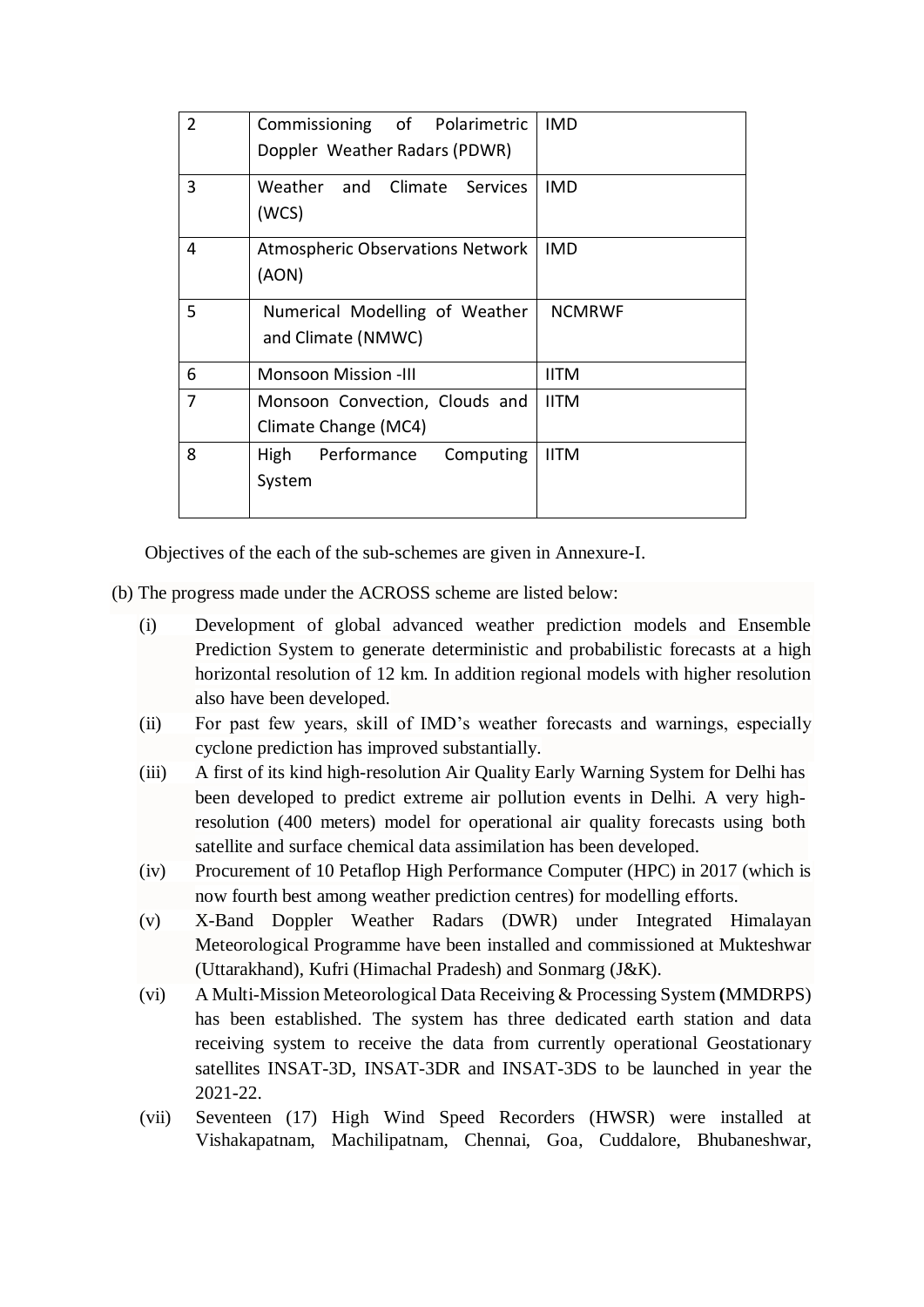| 2 | Commissioning of Polarimetric Doppler Weather Radars (PDWR) | IMD |
|---|---|---|
| 3 | Weather and Climate Services (WCS) | IMD |
| 4 | Atmospheric Observations Network (AON) | IMD |
| 5 | Numerical Modelling of Weather and Climate (NMWC) | NCMRWF |
| 6 | Monsoon Mission -III | IITM |
| 7 | Monsoon Convection, Clouds and Climate Change (MC4) | IITM |
| 8 | High Performance Computing System | IITM |

Objectives of the each of the sub-schemes are given in Annexure-I.

(b) The progress made under the ACROSS scheme are listed below:

(i) Development of global advanced weather prediction models and Ensemble Prediction System to generate deterministic and probabilistic forecasts at a high horizontal resolution of 12 km. In addition regional models with higher resolution also have been developed.

(ii) For past few years, skill of IMD's weather forecasts and warnings, especially cyclone prediction has improved substantially.

(iii) A first of its kind high-resolution Air Quality Early Warning System for Delhi has been developed to predict extreme air pollution events in Delhi. A very high-resolution (400 meters) model for operational air quality forecasts using both satellite and surface chemical data assimilation has been developed.

(iv) Procurement of 10 Petaflop High Performance Computer (HPC) in 2017 (which is now fourth best among weather prediction centres) for modelling efforts.

(v) X-Band Doppler Weather Radars (DWR) under Integrated Himalayan Meteorological Programme have been installed and commissioned at Mukteshwar (Uttarakhand), Kufri (Himachal Pradesh) and Sonmarg (J&K).

(vi) A Multi-Mission Meteorological Data Receiving & Processing System **(**MMDRPS) has been established. The system has three dedicated earth station and data receiving system to receive the data from currently operational Geostationary satellites INSAT-3D, INSAT-3DR and INSAT-3DS to be launched in year the 2021-22.

(vii) Seventeen (17) High Wind Speed Recorders (HWSR) were installed at Vishakapatnam, Machilipatnam, Chennai, Goa, Cuddalore, Bhubaneshwar,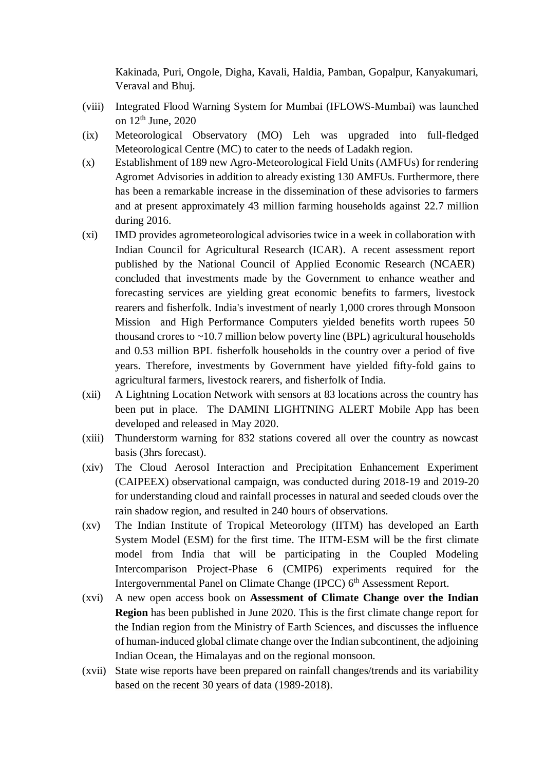Kakinada, Puri, Ongole, Digha, Kavali, Haldia, Pamban, Gopalpur, Kanyakumari, Veraval and Bhuj.

(viii) Integrated Flood Warning System for Mumbai (IFLOWS-Mumbai) was launched on 12th June, 2020

(ix) Meteorological Observatory (MO) Leh was upgraded into full-fledged Meteorological Centre (MC) to cater to the needs of Ladakh region.

(x) Establishment of 189 new Agro-Meteorological Field Units (AMFUs) for rendering Agromet Advisories in addition to already existing 130 AMFUs. Furthermore, there has been a remarkable increase in the dissemination of these advisories to farmers and at present approximately 43 million farming households against 22.7 million during 2016.

(xi) IMD provides agrometeorological advisories twice in a week in collaboration with Indian Council for Agricultural Research (ICAR). A recent assessment report published by the National Council of Applied Economic Research (NCAER) concluded that investments made by the Government to enhance weather and forecasting services are yielding great economic benefits to farmers, livestock rearers and fisherfolk. India's investment of nearly 1,000 crores through Monsoon Mission and High Performance Computers yielded benefits worth rupees 50 thousand crores to ~10.7 million below poverty line (BPL) agricultural households and 0.53 million BPL fisherfolk households in the country over a period of five years. Therefore, investments by Government have yielded fifty-fold gains to agricultural farmers, livestock rearers, and fisherfolk of India.

(xii) A Lightning Location Network with sensors at 83 locations across the country has been put in place. The DAMINI LIGHTNING ALERT Mobile App has been developed and released in May 2020.

(xiii) Thunderstorm warning for 832 stations covered all over the country as nowcast basis (3hrs forecast).

(xiv) The Cloud Aerosol Interaction and Precipitation Enhancement Experiment (CAIPEEX) observational campaign, was conducted during 2018-19 and 2019-20 for understanding cloud and rainfall processes in natural and seeded clouds over the rain shadow region, and resulted in 240 hours of observations.

(xv) The Indian Institute of Tropical Meteorology (IITM) has developed an Earth System Model (ESM) for the first time. The IITM-ESM will be the first climate model from India that will be participating in the Coupled Modeling Intercomparison Project-Phase 6 (CMIP6) experiments required for the Intergovernmental Panel on Climate Change (IPCC) 6th Assessment Report.

(xvi) A new open access book on **Assessment of Climate Change over the Indian Region** has been published in June 2020. This is the first climate change report for the Indian region from the Ministry of Earth Sciences, and discusses the influence of human-induced global climate change over the Indian subcontinent, the adjoining Indian Ocean, the Himalayas and on the regional monsoon.

(xvii) State wise reports have been prepared on rainfall changes/trends and its variability based on the recent 30 years of data (1989-2018).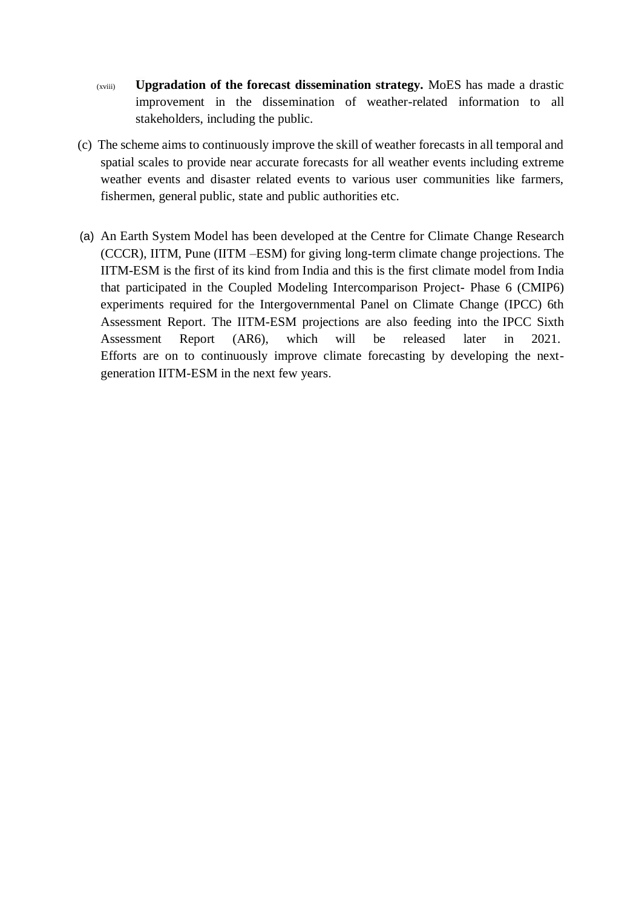(xviii) **Upgradation of the forecast dissemination strategy.** MoES has made a drastic improvement in the dissemination of weather-related information to all stakeholders, including the public.

(c) The scheme aims to continuously improve the skill of weather forecasts in all temporal and spatial scales to provide near accurate forecasts for all weather events including extreme weather events and disaster related events to various user communities like farmers, fishermen, general public, state and public authorities etc.

(a) An Earth System Model has been developed at the Centre for Climate Change Research (CCCR), IITM, Pune (IITM –ESM) for giving long-term climate change projections. The IITM-ESM is the first of its kind from India and this is the first climate model from India that participated in the Coupled Modeling Intercomparison Project- Phase 6 (CMIP6) experiments required for the Intergovernmental Panel on Climate Change (IPCC) 6th Assessment Report. The IITM-ESM projections are also feeding into the IPCC Sixth Assessment Report (AR6), which will be released later in 2021. Efforts are on to continuously improve climate forecasting by developing the next-generation IITM-ESM in the next few years.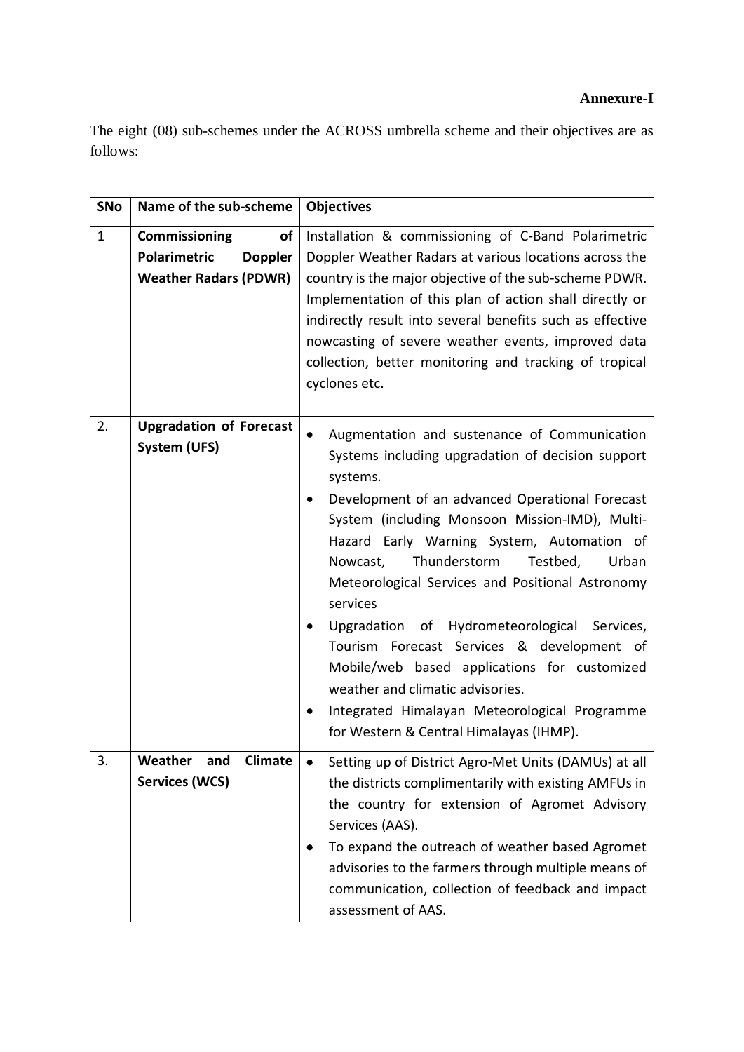**Annexure-I**

The eight (08) sub-schemes under the ACROSS umbrella scheme and their objectives are as follows:

| SNo | Name of the sub-scheme | Objectives |
|---|---|---|
| 1 | **Commissioning of Polarimetric Doppler Weather Radars (PDWR)** | Installation & commissioning of C-Band Polarimetric Doppler Weather Radars at various locations across the country is the major objective of the sub-scheme PDWR. Implementation of this plan of action shall directly or indirectly result into several benefits such as effective nowcasting of severe weather events, improved data collection, better monitoring and tracking of tropical cyclones etc. |
| 2. | **Upgradation of Forecast System (UFS)** | • Augmentation and sustenance of Communication Systems including upgradation of decision support systems.<br>• Development of an advanced Operational Forecast System (including Monsoon Mission-IMD), Multi-Hazard Early Warning System, Automation of Nowcast, Thunderstorm Testbed, Urban Meteorological Services and Positional Astronomy services<br>• Upgradation of Hydrometeorological Services, Tourism Forecast Services & development of Mobile/web based applications for customized weather and climatic advisories.<br>• Integrated Himalayan Meteorological Programme for Western & Central Himalayas (IHMP). |
| 3. | **Weather and Climate Services (WCS)** | • Setting up of District Agro-Met Units (DAMUs) at all the districts complimentarily with existing AMFUs in the country for extension of Agromet Advisory Services (AAS).<br>• To expand the outreach of weather based Agromet advisories to the farmers through multiple means of communication, collection of feedback and impact assessment of AAS. |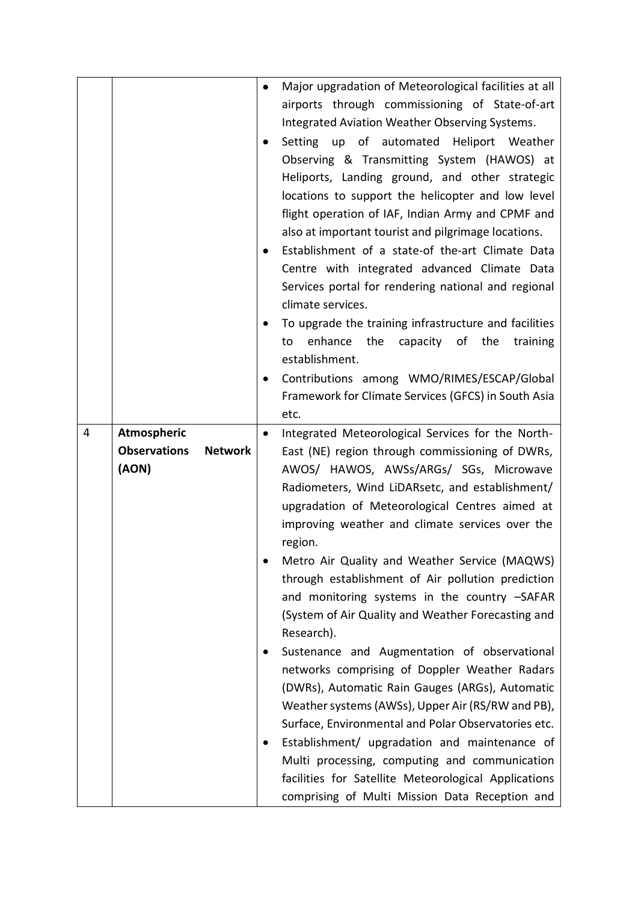| | | |
|---|---|---|
| | | • Major upgradation of Meteorological facilities at all airports through commissioning of State-of-art Integrated Aviation Weather Observing Systems.<br>• Setting up of automated Heliport Weather Observing & Transmitting System (HAWOS) at Heliports, Landing ground, and other strategic locations to support the helicopter and low level flight operation of IAF, Indian Army and CPMF and also at important tourist and pilgrimage locations.<br>• Establishment of a state-of the-art Climate Data Centre with integrated advanced Climate Data Services portal for rendering national and regional climate services.<br>• To upgrade the training infrastructure and facilities to enhance the capacity of the training establishment.<br>• Contributions among WMO/RIMES/ESCAP/Global Framework for Climate Services (GFCS) in South Asia etc. |
| 4 | **Atmospheric Observations Network (AON)** | • Integrated Meteorological Services for the North-East (NE) region through commissioning of DWRs, AWOS/ HAWOS, AWSs/ARGs/ SGs, Microwave Radiometers, Wind LiDARsetc, and establishment/ upgradation of Meteorological Centres aimed at improving weather and climate services over the region.<br>• Metro Air Quality and Weather Service (MAQWS) through establishment of Air pollution prediction and monitoring systems in the country –SAFAR (System of Air Quality and Weather Forecasting and Research).<br>• Sustenance and Augmentation of observational networks comprising of Doppler Weather Radars (DWRs), Automatic Rain Gauges (ARGs), Automatic Weather systems (AWSs), Upper Air (RS/RW and PB), Surface, Environmental and Polar Observatories etc.<br>• Establishment/ upgradation and maintenance of Multi processing, computing and communication facilities for Satellite Meteorological Applications comprising of Multi Mission Data Reception and |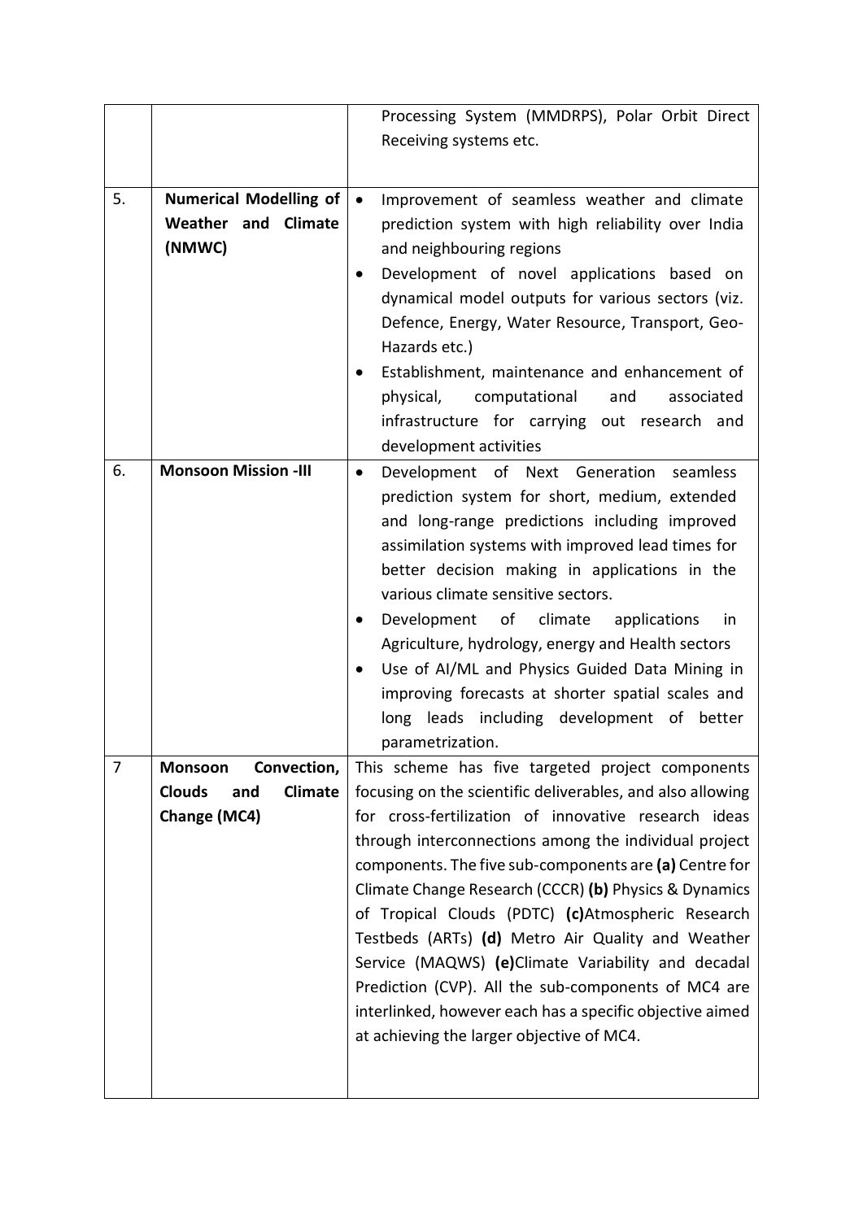|  |  |  |
|---|---|---|
|  |  | Processing System (MMDRPS), Polar Orbit Direct Receiving systems etc. |
| 5. | **Numerical Modelling of Weather and Climate (NMWC)** | • Improvement of seamless weather and climate prediction system with high reliability over India and neighbouring regions<br>• Development of novel applications based on dynamical model outputs for various sectors (viz. Defence, Energy, Water Resource, Transport, Geo-Hazards etc.)<br>• Establishment, maintenance and enhancement of physical, computational and associated infrastructure for carrying out research and development activities |
| 6. | **Monsoon Mission -III** | • Development of Next Generation seamless prediction system for short, medium, extended and long-range predictions including improved assimilation systems with improved lead times for better decision making in applications in the various climate sensitive sectors.<br>• Development of climate applications in Agriculture, hydrology, energy and Health sectors<br>• Use of AI/ML and Physics Guided Data Mining in improving forecasts at shorter spatial scales and long leads including development of better parametrization. |
| 7 | **Monsoon Convection, Clouds and Climate Change (MC4)** | This scheme has five targeted project components focusing on the scientific deliverables, and also allowing for cross-fertilization of innovative research ideas through interconnections among the individual project components. The five sub-components are **(a)** Centre for Climate Change Research (CCCR) **(b)** Physics & Dynamics of Tropical Clouds (PDTC) **(c)**Atmospheric Research Testbeds (ARTs) **(d)** Metro Air Quality and Weather Service (MAQWS) **(e)**Climate Variability and decadal Prediction (CVP). All the sub-components of MC4 are interlinked, however each has a specific objective aimed at achieving the larger objective of MC4. |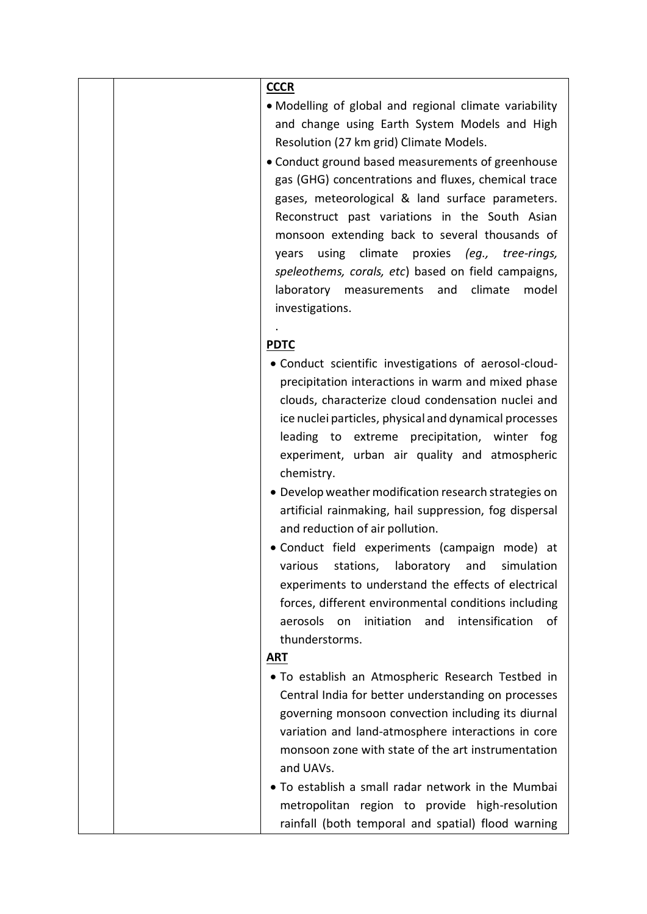| | | **CCCR**<br>• Modelling of global and regional climate variability and change using Earth System Models and High Resolution (27 km grid) Climate Models.<br>• Conduct ground based measurements of greenhouse gas (GHG) concentrations and fluxes, chemical trace gases, meteorological & land surface parameters. Reconstruct past variations in the South Asian monsoon extending back to several thousands of years using climate proxies *(eg., tree-rings, speleothems, corals, etc*) based on field campaigns, laboratory measurements and climate model investigations.<br>.<br>**PDTC**<br>• Conduct scientific investigations of aerosol-cloud-precipitation interactions in warm and mixed phase clouds, characterize cloud condensation nuclei and ice nuclei particles, physical and dynamical processes leading to extreme precipitation, winter fog experiment, urban air quality and atmospheric chemistry.<br>• Develop weather modification research strategies on artificial rainmaking, hail suppression, fog dispersal and reduction of air pollution.<br>• Conduct field experiments (campaign mode) at various stations, laboratory and simulation experiments to understand the effects of electrical forces, different environmental conditions including aerosols on initiation and intensification of thunderstorms.<br>**ART**<br>• To establish an Atmospheric Research Testbed in Central India for better understanding on processes governing monsoon convection including its diurnal variation and land-atmosphere interactions in core monsoon zone with state of the art instrumentation and UAVs.<br>• To establish a small radar network in the Mumbai metropolitan region to provide high-resolution rainfall (both temporal and spatial) flood warning |
|---|---|---|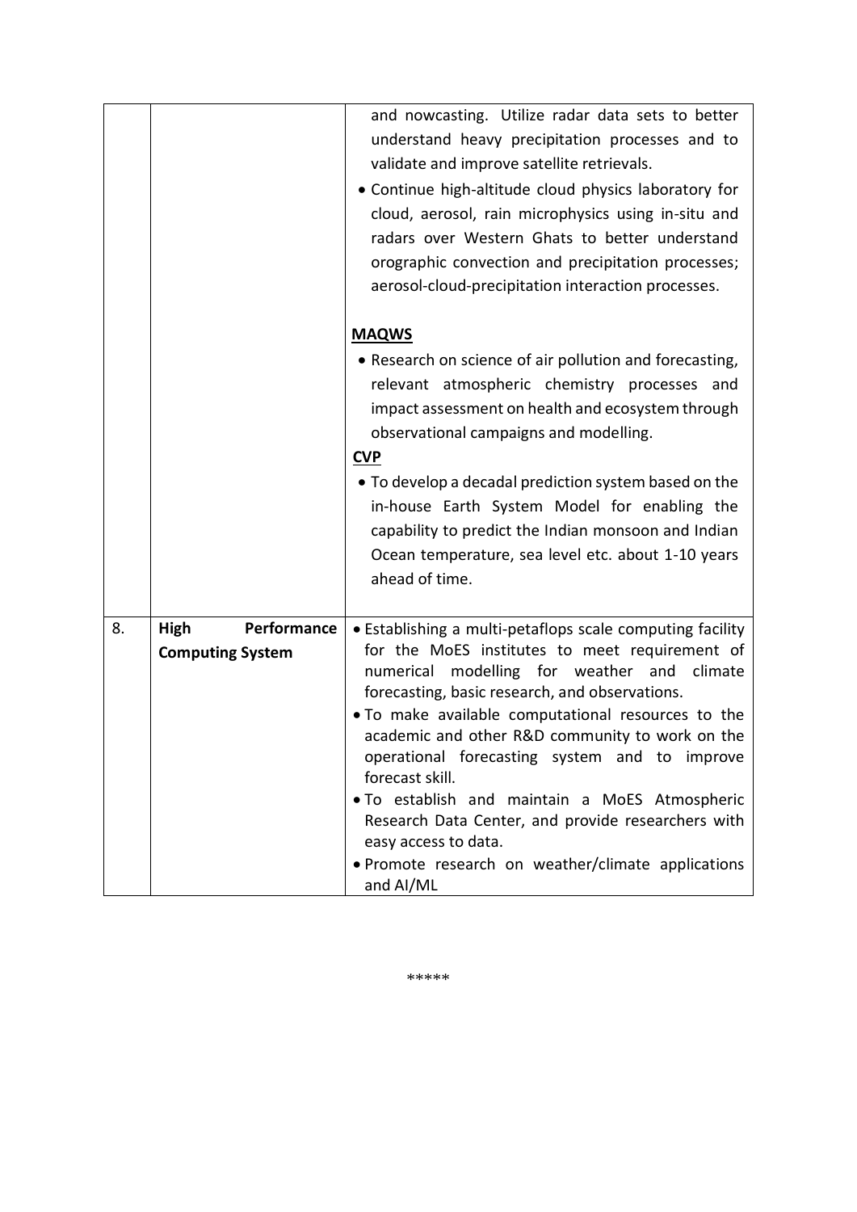| | | |
|---|---|---|
| | | and nowcasting. Utilize radar data sets to better understand heavy precipitation processes and to validate and improve satellite retrievals.<br>• Continue high-altitude cloud physics laboratory for cloud, aerosol, rain microphysics using in-situ and radars over Western Ghats to better understand orographic convection and precipitation processes; aerosol-cloud-precipitation interaction processes.<br><br>**MAQWS**<br>• Research on science of air pollution and forecasting, relevant atmospheric chemistry processes and impact assessment on health and ecosystem through observational campaigns and modelling.<br>**CVP**<br>• To develop a decadal prediction system based on the in-house Earth System Model for enabling the capability to predict the Indian monsoon and Indian Ocean temperature, sea level etc. about 1-10 years ahead of time. |
| 8. | **High Performance Computing System** | • Establishing a multi-petaflops scale computing facility for the MoES institutes to meet requirement of numerical modelling for weather and climate forecasting, basic research, and observations.<br>• To make available computational resources to the academic and other R&D community to work on the operational forecasting system and to improve forecast skill.<br>• To establish and maintain a MoES Atmospheric Research Data Center, and provide researchers with easy access to data.<br>• Promote research on weather/climate applications and AI/ML |

*****